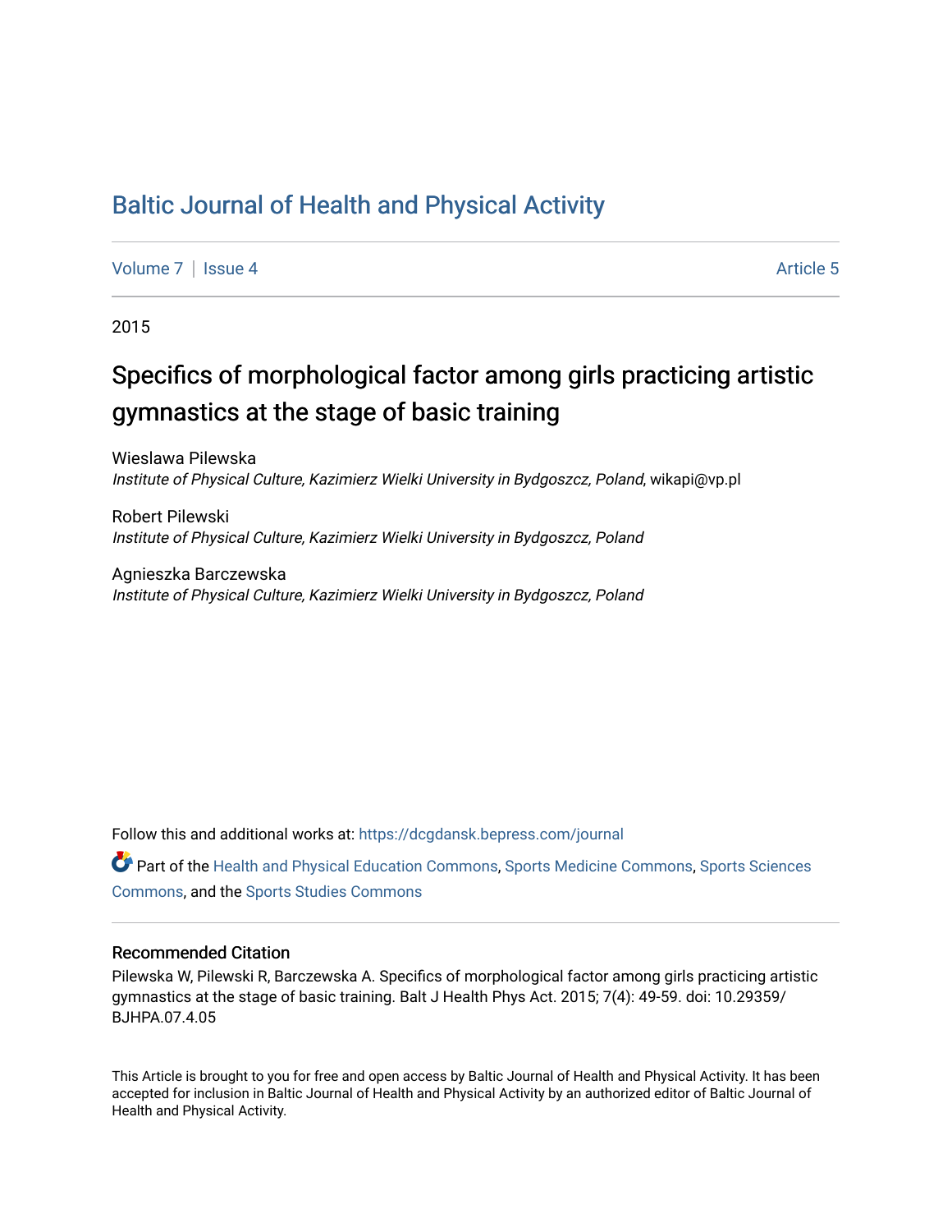# Baltic Journal of Health and Physical Activity

Volume 7 | Issue 4 Article 5

2015

## Specifics of morphological factor among girls practicing artistic gymnastics at the stage of basic training

Wieslawa Pilewska
*Institute of Physical Culture, Kazimierz Wielki University in Bydgoszcz, Poland*, wikapi@vp.pl

Robert Pilewski
*Institute of Physical Culture, Kazimierz Wielki University in Bydgoszcz, Poland*

Agnieszka Barczewska
*Institute of Physical Culture, Kazimierz Wielki University in Bydgoszcz, Poland*

Follow this and additional works at: https://dcgdansk.bepress.com/journal

Part of the Health and Physical Education Commons, Sports Medicine Commons, Sports Sciences Commons, and the Sports Studies Commons

### Recommended Citation

Pilewska W, Pilewski R, Barczewska A. Specifics of morphological factor among girls practicing artistic gymnastics at the stage of basic training. Balt J Health Phys Act. 2015; 7(4): 49-59. doi: 10.29359/BJHPA.07.4.05

This Article is brought to you for free and open access by Baltic Journal of Health and Physical Activity. It has been accepted for inclusion in Baltic Journal of Health and Physical Activity by an authorized editor of Baltic Journal of Health and Physical Activity.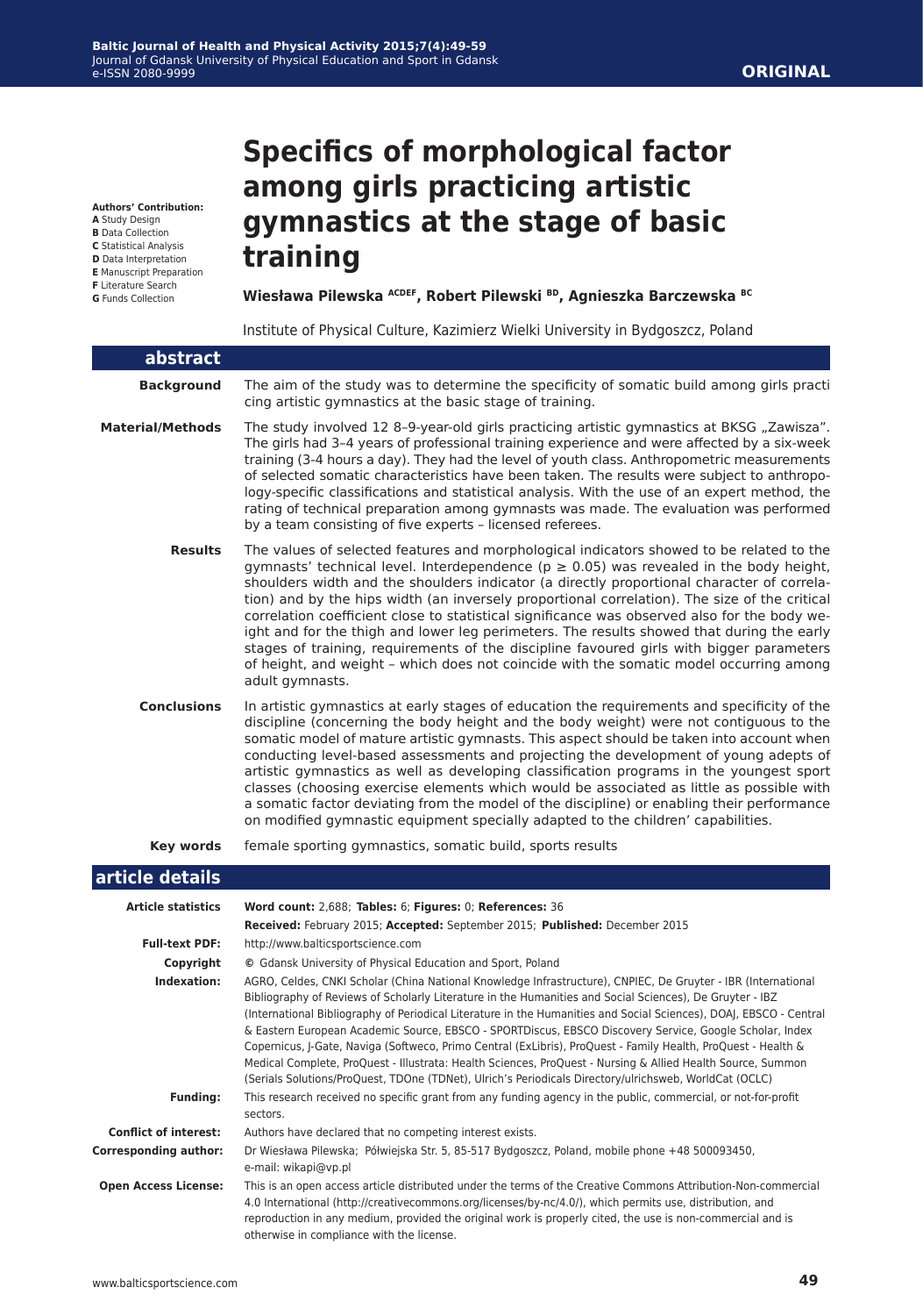# Specifics of morphological factor among girls practicing artistic gymnastics at the stage of basic training

**Authors' Contribution:**
**A** Study Design
**B** Data Collection
**C** Statistical Analysis
**D** Data Interpretation
**E** Manuscript Preparation
**F** Literature Search
**G** Funds Collection

**Wiesława Pilewska** [ACDEF], **Robert Pilewski** [BD], **Agnieszka Barczewska** [BC]

Institute of Physical Culture, Kazimierz Wielki University in Bydgoszcz, Poland

## abstract

**Background**

The aim of the study was to determine the specificity of somatic build among girls practicing artistic gymnastics at the basic stage of training.

**Material/Methods**

The study involved 12 8–9-year-old girls practicing artistic gymnastics at BKSG „Zawisza". The girls had 3–4 years of professional training experience and were affected by a six-week training (3-4 hours a day). They had the level of youth class. Anthropometric measurements of selected somatic characteristics have been taken. The results were subject to anthropology-specific classifications and statistical analysis. With the use of an expert method, the rating of technical preparation among gymnasts was made. The evaluation was performed by a team consisting of five experts – licensed referees.

**Results**

The values of selected features and morphological indicators showed to be related to the gymnasts' technical level. Interdependence ($p \geq 0.05$) was revealed in the body height, shoulders width and the shoulders indicator (a directly proportional character of correlation) and by the hips width (an inversely proportional correlation). The size of the critical correlation coefficient close to statistical significance was observed also for the body weight and for the thigh and lower leg perimeters. The results showed that during the early stages of training, requirements of the discipline favoured girls with bigger parameters of height, and weight – which does not coincide with the somatic model occurring among adult gymnasts.

**Conclusions**

In artistic gymnastics at early stages of education the requirements and specificity of the discipline (concerning the body height and the body weight) were not contiguous to the somatic model of mature artistic gymnasts. This aspect should be taken into account when conducting level-based assessments and projecting the development of young adepts of artistic gymnastics as well as developing classification programs in the youngest sport classes (choosing exercise elements which would be associated as little as possible with a somatic factor deviating from the model of the discipline) or enabling their performance on modified gymnastic equipment specially adapted to the children' capabilities.

**Key words**

female sporting gymnastics, somatic build, sports results

## article details

**Article statistics**

**Word count:** 2,688; **Tables:** 6; **Figures:** 0; **References:** 36

**Received:** February 2015; **Accepted:** September 2015; **Published:** December 2015

**Full-text PDF:** http://www.balticsportscience.com

**Copyright** © Gdansk University of Physical Education and Sport, Poland

**Indexation:** AGRO, Celdes, CNKI Scholar (China National Knowledge Infrastructure), CNPIEC, De Gruyter - IBR (International Bibliography of Reviews of Scholarly Literature in the Humanities and Social Sciences), De Gruyter - IBZ (International Bibliography of Periodical Literature in the Humanities and Social Sciences), DOAJ, EBSCO - Central & Eastern European Academic Source, EBSCO - SPORTDiscus, EBSCO Discovery Service, Google Scholar, Index Copernicus, J-Gate, Naviga (Softweco, Primo Central (ExLibris), ProQuest - Family Health, ProQuest - Health & Medical Complete, ProQuest - Illustrata: Health Sciences, ProQuest - Nursing & Allied Health Source, Summon (Serials Solutions/ProQuest, TDOne (TDNet), Ulrich's Periodicals Directory/ulrichsweb, WorldCat (OCLC)

**Funding:** This research received no specific grant from any funding agency in the public, commercial, or not-for-profit sectors.

**Conflict of interest:** Authors have declared that no competing interest exists.

**Corresponding author:** Dr Wiesława Pilewska; Półwiejska Str. 5, 85-517 Bydgoszcz, Poland, mobile phone +48 500093450, e-mail: wikapi@vp.pl

**Open Access License:** This is an open access article distributed under the terms of the Creative Commons Attribution-Non-commercial 4.0 International (http://creativecommons.org/licenses/by-nc/4.0/), which permits use, distribution, and reproduction in any medium, provided the original work is properly cited, the use is non-commercial and is otherwise in compliance with the license.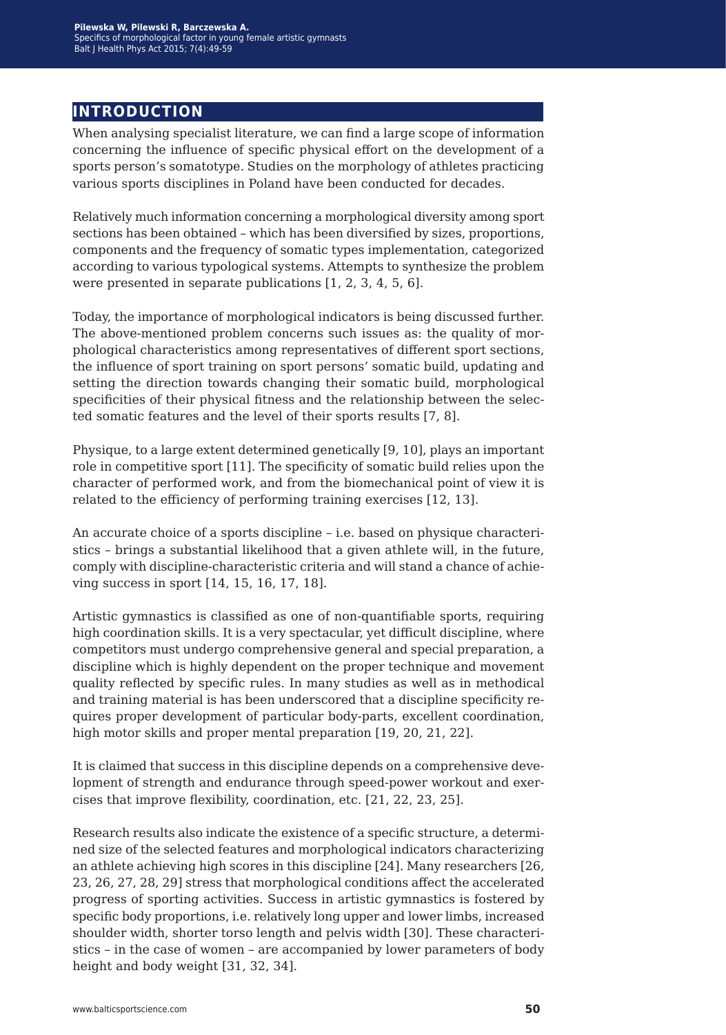## INTRODUCTION

When analysing specialist literature, we can find a large scope of information concerning the influence of specific physical effort on the development of a sports person's somatotype. Studies on the morphology of athletes practicing various sports disciplines in Poland have been conducted for decades.

Relatively much information concerning a morphological diversity among sport sections has been obtained – which has been diversified by sizes, proportions, components and the frequency of somatic types implementation, categorized according to various typological systems. Attempts to synthesize the problem were presented in separate publications [1, 2, 3, 4, 5, 6].

Today, the importance of morphological indicators is being discussed further. The above-mentioned problem concerns such issues as: the quality of morphological characteristics among representatives of different sport sections, the influence of sport training on sport persons' somatic build, updating and setting the direction towards changing their somatic build, morphological specificities of their physical fitness and the relationship between the selected somatic features and the level of their sports results [7, 8].

Physique, to a large extent determined genetically [9, 10], plays an important role in competitive sport [11]. The specificity of somatic build relies upon the character of performed work, and from the biomechanical point of view it is related to the efficiency of performing training exercises [12, 13].

An accurate choice of a sports discipline – i.e. based on physique characteristics – brings a substantial likelihood that a given athlete will, in the future, comply with discipline-characteristic criteria and will stand a chance of achieving success in sport [14, 15, 16, 17, 18].

Artistic gymnastics is classified as one of non-quantifiable sports, requiring high coordination skills. It is a very spectacular, yet difficult discipline, where competitors must undergo comprehensive general and special preparation, a discipline which is highly dependent on the proper technique and movement quality reflected by specific rules. In many studies as well as in methodical and training material is has been underscored that a discipline specificity requires proper development of particular body-parts, excellent coordination, high motor skills and proper mental preparation [19, 20, 21, 22].

It is claimed that success in this discipline depends on a comprehensive development of strength and endurance through speed-power workout and exercises that improve flexibility, coordination, etc. [21, 22, 23, 25].

Research results also indicate the existence of a specific structure, a determined size of the selected features and morphological indicators characterizing an athlete achieving high scores in this discipline [24]. Many researchers [26, 23, 26, 27, 28, 29] stress that morphological conditions affect the accelerated progress of sporting activities. Success in artistic gymnastics is fostered by specific body proportions, i.e. relatively long upper and lower limbs, increased shoulder width, shorter torso length and pelvis width [30]. These characteristics – in the case of women – are accompanied by lower parameters of body height and body weight [31, 32, 34].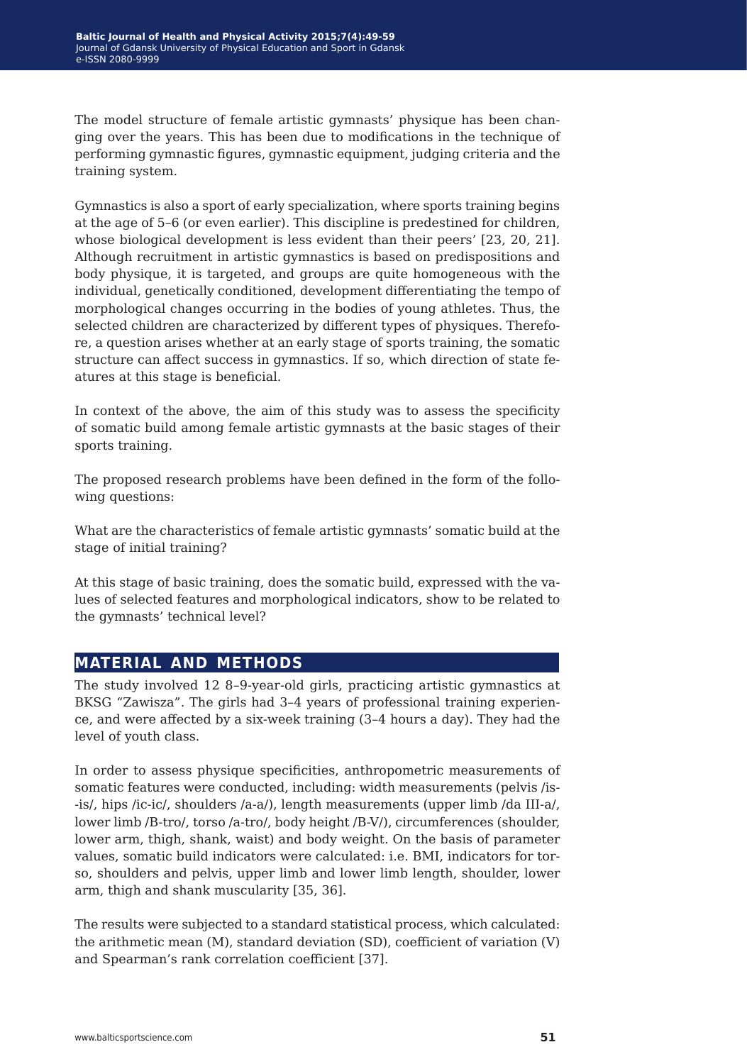The model structure of female artistic gymnasts' physique has been changing over the years. This has been due to modifications in the technique of performing gymnastic figures, gymnastic equipment, judging criteria and the training system.

Gymnastics is also a sport of early specialization, where sports training begins at the age of 5–6 (or even earlier). This discipline is predestined for children, whose biological development is less evident than their peers' [23, 20, 21]. Although recruitment in artistic gymnastics is based on predispositions and body physique, it is targeted, and groups are quite homogeneous with the individual, genetically conditioned, development differentiating the tempo of morphological changes occurring in the bodies of young athletes. Thus, the selected children are characterized by different types of physiques. Therefore, a question arises whether at an early stage of sports training, the somatic structure can affect success in gymnastics. If so, which direction of state features at this stage is beneficial.

In context of the above, the aim of this study was to assess the specificity of somatic build among female artistic gymnasts at the basic stages of their sports training.

The proposed research problems have been defined in the form of the following questions:

What are the characteristics of female artistic gymnasts' somatic build at the stage of initial training?

At this stage of basic training, does the somatic build, expressed with the values of selected features and morphological indicators, show to be related to the gymnasts' technical level?

## MATERIAL AND METHODS

The study involved 12 8–9-year-old girls, practicing artistic gymnastics at BKSG "Zawisza". The girls had 3–4 years of professional training experience, and were affected by a six-week training (3–4 hours a day). They had the level of youth class.

In order to assess physique specificities, anthropometric measurements of somatic features were conducted, including: width measurements (pelvis /is-is/, hips /ic-ic/, shoulders /a-a/), length measurements (upper limb /da III-a/, lower limb /B-tro/, torso /a-tro/, body height /B-V/), circumferences (shoulder, lower arm, thigh, shank, waist) and body weight. On the basis of parameter values, somatic build indicators were calculated: i.e. BMI, indicators for torso, shoulders and pelvis, upper limb and lower limb length, shoulder, lower arm, thigh and shank muscularity [35, 36].

The results were subjected to a standard statistical process, which calculated: the arithmetic mean (M), standard deviation (SD), coefficient of variation (V) and Spearman's rank correlation coefficient [37].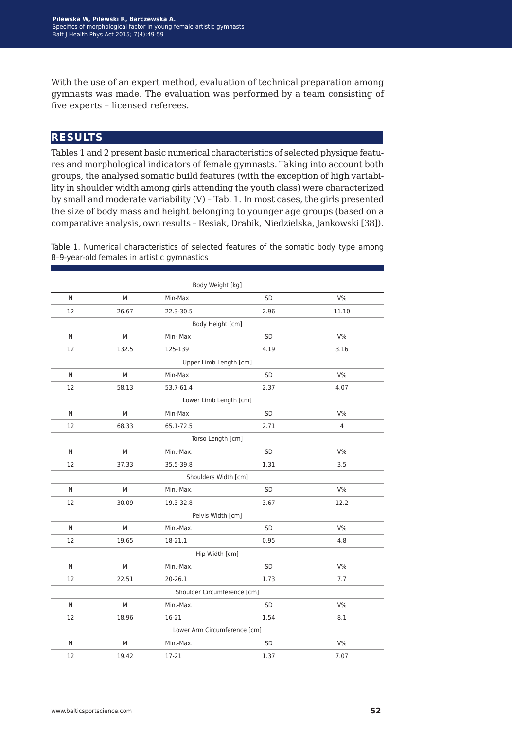With the use of an expert method, evaluation of technical preparation among gymnasts was made. The evaluation was performed by a team consisting of five experts – licensed referees.

## RESULTS

Tables 1 and 2 present basic numerical characteristics of selected physique features and morphological indicators of female gymnasts. Taking into account both groups, the analysed somatic build features (with the exception of high variability in shoulder width among girls attending the youth class) were characterized by small and moderate variability (V) – Tab. 1. In most cases, the girls presented the size of body mass and height belonging to younger age groups (based on a comparative analysis, own results – Resiak, Drabik, Niedzielska, Jankowski [38]).

Table 1. Numerical characteristics of selected features of the somatic body type among 8–9-year-old females in artistic gymnastics

| Body Weight [kg] | | | | |
|---|---|---|---|---|
| N | M | Min-Max | SD | V% |
| 12 | 26.67 | 22.3-30.5 | 2.96 | 11.10 |
| Body Height [cm] | | | | |
| N | M | Min- Max | SD | V% |
| 12 | 132.5 | 125-139 | 4.19 | 3.16 |
| Upper Limb Length [cm] | | | | |
| N | M | Min-Max | SD | V% |
| 12 | 58.13 | 53.7-61.4 | 2.37 | 4.07 |
| Lower Limb Length [cm] | | | | |
| N | M | Min-Max | SD | V% |
| 12 | 68.33 | 65.1-72.5 | 2.71 | 4 |
| Torso Length [cm] | | | | |
| N | M | Min.-Max. | SD | V% |
| 12 | 37.33 | 35.5-39.8 | 1.31 | 3.5 |
| Shoulders Width [cm] | | | | |
| N | M | Min.-Max. | SD | V% |
| 12 | 30.09 | 19.3-32.8 | 3.67 | 12.2 |
| Pelvis Width [cm] | | | | |
| N | M | Min.-Max. | SD | V% |
| 12 | 19.65 | 18-21.1 | 0.95 | 4.8 |
| Hip Width [cm] | | | | |
| N | M | Min.-Max. | SD | V% |
| 12 | 22.51 | 20-26.1 | 1.73 | 7.7 |
| Shoulder Circumference [cm] | | | | |
| N | M | Min.-Max. | SD | V% |
| 12 | 18.96 | 16-21 | 1.54 | 8.1 |
| Lower Arm Circumference [cm] | | | | |
| N | M | Min.-Max. | SD | V% |
| 12 | 19.42 | 17-21 | 1.37 | 7.07 |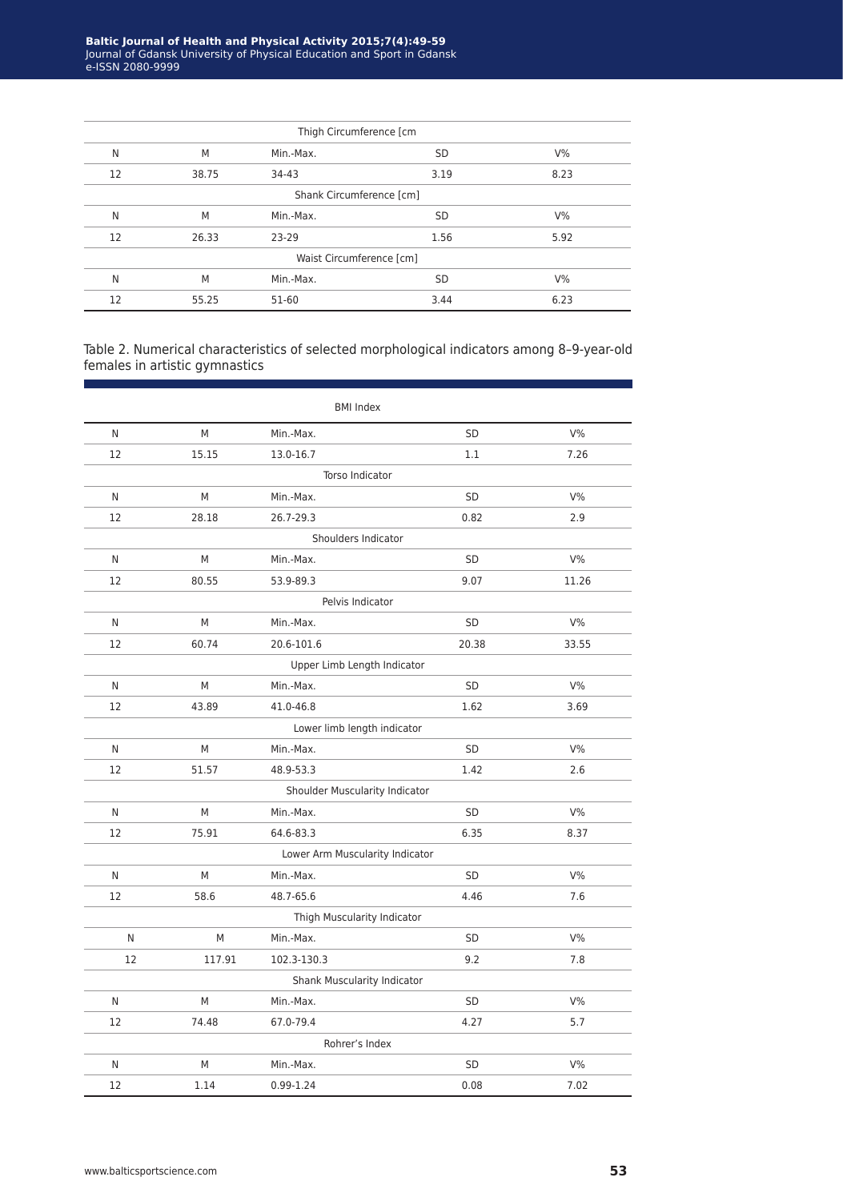| Thigh Circumference [cm | | | | |
|---|---|---|---|---|
| N | M | Min.-Max. | SD | V% |
| 12 | 38.75 | 34-43 | 3.19 | 8.23 |
| Shank Circumference [cm] | | | | |
| N | M | Min.-Max. | SD | V% |
| 12 | 26.33 | 23-29 | 1.56 | 5.92 |
| Waist Circumference [cm] | | | | |
| N | M | Min.-Max. | SD | V% |
| 12 | 55.25 | 51-60 | 3.44 | 6.23 |

Table 2. Numerical characteristics of selected morphological indicators among 8–9-year-old females in artistic gymnastics

| BMI Index | | | | |
|---|---|---|---|---|
| N | M | Min.-Max. | SD | V% |
| 12 | 15.15 | 13.0-16.7 | 1.1 | 7.26 |
| Torso Indicator | | | | |
| N | M | Min.-Max. | SD | V% |
| 12 | 28.18 | 26.7-29.3 | 0.82 | 2.9 |
| Shoulders Indicator | | | | |
| N | M | Min.-Max. | SD | V% |
| 12 | 80.55 | 53.9-89.3 | 9.07 | 11.26 |
| Pelvis Indicator | | | | |
| N | M | Min.-Max. | SD | V% |
| 12 | 60.74 | 20.6-101.6 | 20.38 | 33.55 |
| Upper Limb Length Indicator | | | | |
| N | M | Min.-Max. | SD | V% |
| 12 | 43.89 | 41.0-46.8 | 1.62 | 3.69 |
| Lower limb length indicator | | | | |
| N | M | Min.-Max. | SD | V% |
| 12 | 51.57 | 48.9-53.3 | 1.42 | 2.6 |
| Shoulder Muscularity Indicator | | | | |
| N | M | Min.-Max. | SD | V% |
| 12 | 75.91 | 64.6-83.3 | 6.35 | 8.37 |
| Lower Arm Muscularity Indicator | | | | |
| N | M | Min.-Max. | SD | V% |
| 12 | 58.6 | 48.7-65.6 | 4.46 | 7.6 |
| Thigh Muscularity Indicator | | | | |
| N | M | Min.-Max. | SD | V% |
| 12 | 117.91 | 102.3-130.3 | 9.2 | 7.8 |
| Shank Muscularity Indicator | | | | |
| N | M | Min.-Max. | SD | V% |
| 12 | 74.48 | 67.0-79.4 | 4.27 | 5.7 |
| Rohrer's Index | | | | |
| N | M | Min.-Max. | SD | V% |
| 12 | 1.14 | 0.99-1.24 | 0.08 | 7.02 |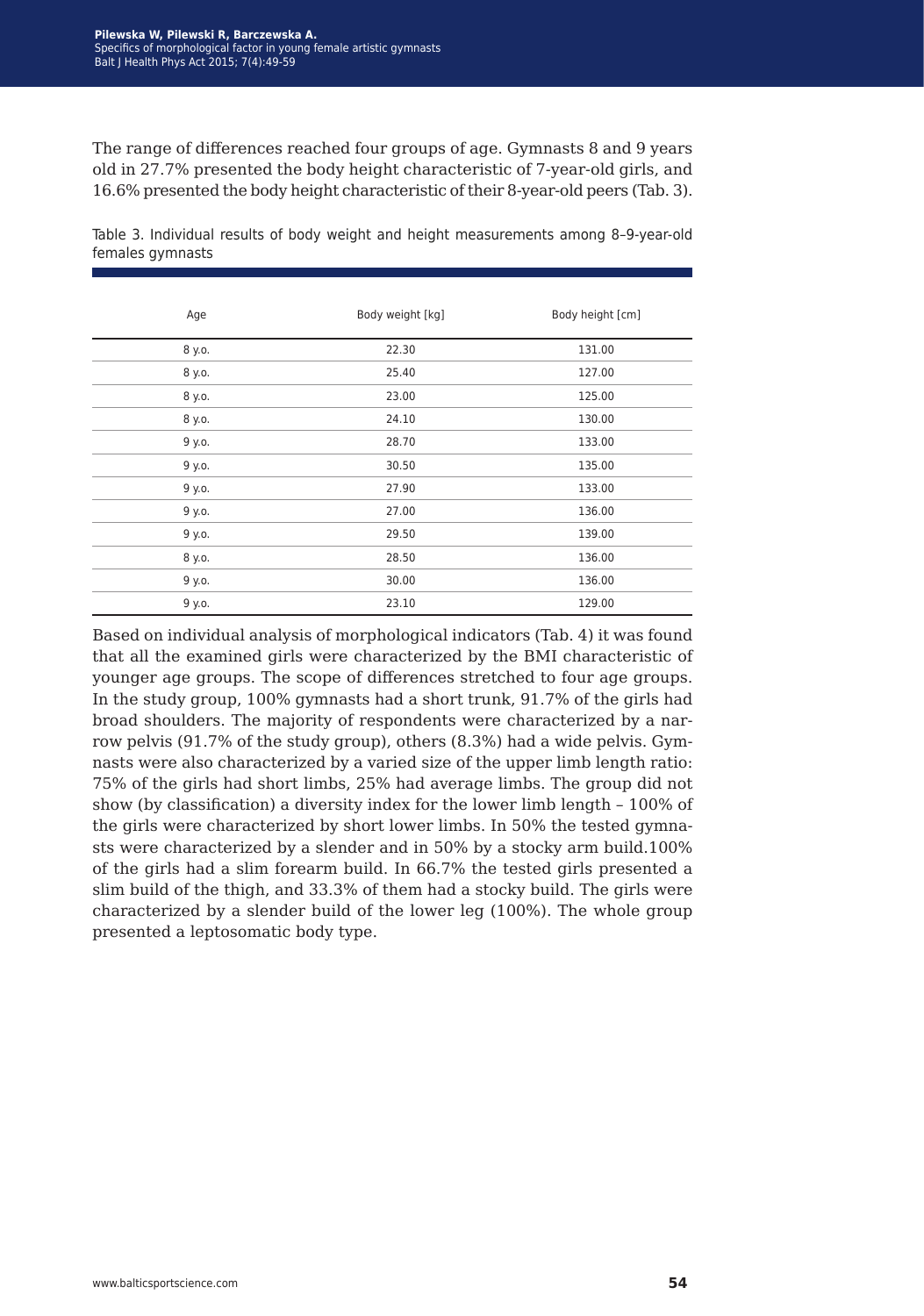The range of differences reached four groups of age. Gymnasts 8 and 9 years old in 27.7% presented the body height characteristic of 7-year-old girls, and 16.6% presented the body height characteristic of their 8-year-old peers (Tab. 3).

Table 3. Individual results of body weight and height measurements among 8–9-year-old females gymnasts

| Age | Body weight [kg] | Body height [cm] |
|---|---|---|
| 8 y.o. | 22.30 | 131.00 |
| 8 y.o. | 25.40 | 127.00 |
| 8 y.o. | 23.00 | 125.00 |
| 8 y.o. | 24.10 | 130.00 |
| 9 y.o. | 28.70 | 133.00 |
| 9 y.o. | 30.50 | 135.00 |
| 9 y.o. | 27.90 | 133.00 |
| 9 y.o. | 27.00 | 136.00 |
| 9 y.o. | 29.50 | 139.00 |
| 8 y.o. | 28.50 | 136.00 |
| 9 y.o. | 30.00 | 136.00 |
| 9 y.o. | 23.10 | 129.00 |

Based on individual analysis of morphological indicators (Tab. 4) it was found that all the examined girls were characterized by the BMI characteristic of younger age groups. The scope of differences stretched to four age groups. In the study group, 100% gymnasts had a short trunk, 91.7% of the girls had broad shoulders. The majority of respondents were characterized by a narrow pelvis (91.7% of the study group), others (8.3%) had a wide pelvis. Gymnasts were also characterized by a varied size of the upper limb length ratio: 75% of the girls had short limbs, 25% had average limbs. The group did not show (by classification) a diversity index for the lower limb length – 100% of the girls were characterized by short lower limbs. In 50% the tested gymnasts were characterized by a slender and in 50% by a stocky arm build.100% of the girls had a slim forearm build. In 66.7% the tested girls presented a slim build of the thigh, and 33.3% of them had a stocky build. The girls were characterized by a slender build of the lower leg (100%). The whole group presented a leptosomatic body type.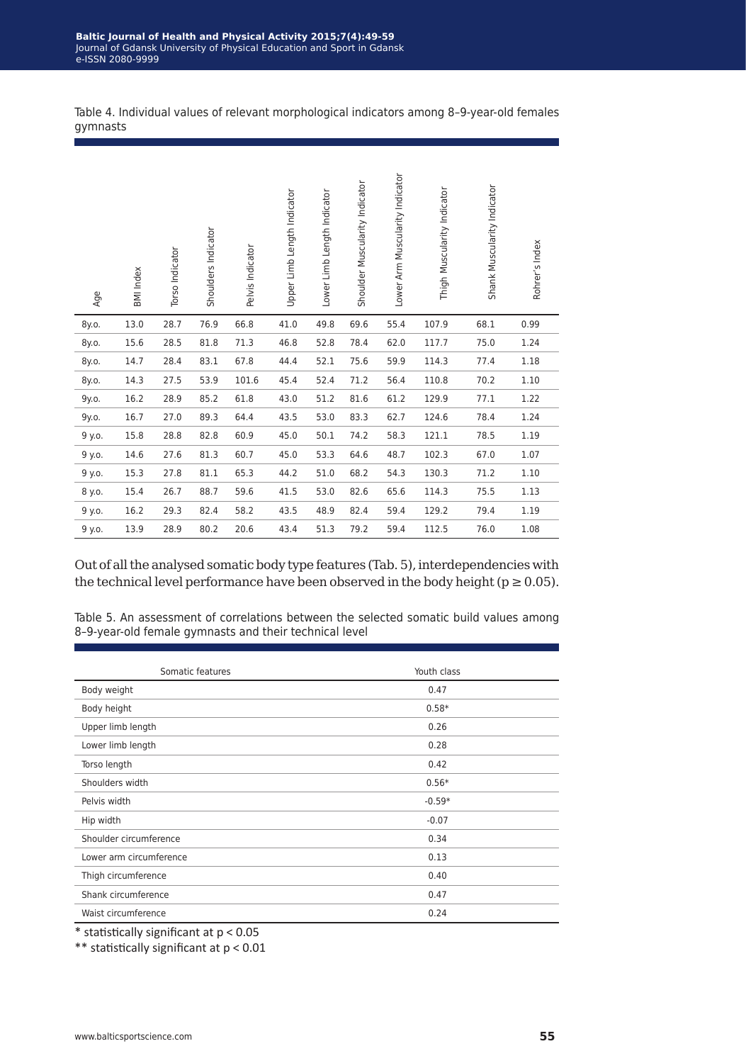Table 4. Individual values of relevant morphological indicators among 8–9-year-old females gymnasts

| Age | BMI Index | Torso Indicator | Shoulders Indicator | Pelvis Indicator | Upper Limb Length Indicator | Lower Limb Length Indicator | Shoulder Muscularity Indicator | Lower Arm Muscularity Indicator | Thigh Muscularity Indicator | Shank Muscularity Indicator | Rohrer's Index |
|---|---|---|---|---|---|---|---|---|---|---|---|
| 8y.o. | 13.0 | 28.7 | 76.9 | 66.8 | 41.0 | 49.8 | 69.6 | 55.4 | 107.9 | 68.1 | 0.99 |
| 8y.o. | 15.6 | 28.5 | 81.8 | 71.3 | 46.8 | 52.8 | 78.4 | 62.0 | 117.7 | 75.0 | 1.24 |
| 8y.o. | 14.7 | 28.4 | 83.1 | 67.8 | 44.4 | 52.1 | 75.6 | 59.9 | 114.3 | 77.4 | 1.18 |
| 8y.o. | 14.3 | 27.5 | 53.9 | 101.6 | 45.4 | 52.4 | 71.2 | 56.4 | 110.8 | 70.2 | 1.10 |
| 9y.o. | 16.2 | 28.9 | 85.2 | 61.8 | 43.0 | 51.2 | 81.6 | 61.2 | 129.9 | 77.1 | 1.22 |
| 9y.o. | 16.7 | 27.0 | 89.3 | 64.4 | 43.5 | 53.0 | 83.3 | 62.7 | 124.6 | 78.4 | 1.24 |
| 9 y.o. | 15.8 | 28.8 | 82.8 | 60.9 | 45.0 | 50.1 | 74.2 | 58.3 | 121.1 | 78.5 | 1.19 |
| 9 y.o. | 14.6 | 27.6 | 81.3 | 60.7 | 45.0 | 53.3 | 64.6 | 48.7 | 102.3 | 67.0 | 1.07 |
| 9 y.o. | 15.3 | 27.8 | 81.1 | 65.3 | 44.2 | 51.0 | 68.2 | 54.3 | 130.3 | 71.2 | 1.10 |
| 8 y.o. | 15.4 | 26.7 | 88.7 | 59.6 | 41.5 | 53.0 | 82.6 | 65.6 | 114.3 | 75.5 | 1.13 |
| 9 y.o. | 16.2 | 29.3 | 82.4 | 58.2 | 43.5 | 48.9 | 82.4 | 59.4 | 129.2 | 79.4 | 1.19 |
| 9 y.o. | 13.9 | 28.9 | 80.2 | 20.6 | 43.4 | 51.3 | 79.2 | 59.4 | 112.5 | 76.0 | 1.08 |

Out of all the analysed somatic body type features (Tab. 5), interdependencies with the technical level performance have been observed in the body height ($p \geq 0.05$).

Table 5. An assessment of correlations between the selected somatic build values among 8–9-year-old female gymnasts and their technical level

| Somatic features | Youth class |
|---|---|
| Body weight | 0.47 |
| Body height | 0.58* |
| Upper limb length | 0.26 |
| Lower limb length | 0.28 |
| Torso length | 0.42 |
| Shoulders width | 0.56* |
| Pelvis width | -0.59* |
| Hip width | -0.07 |
| Shoulder circumference | 0.34 |
| Lower arm circumference | 0.13 |
| Thigh circumference | 0.40 |
| Shank circumference | 0.47 |
| Waist circumference | 0.24 |

* statistically significant at $p < 0.05$

** statistically significant at $p < 0.01$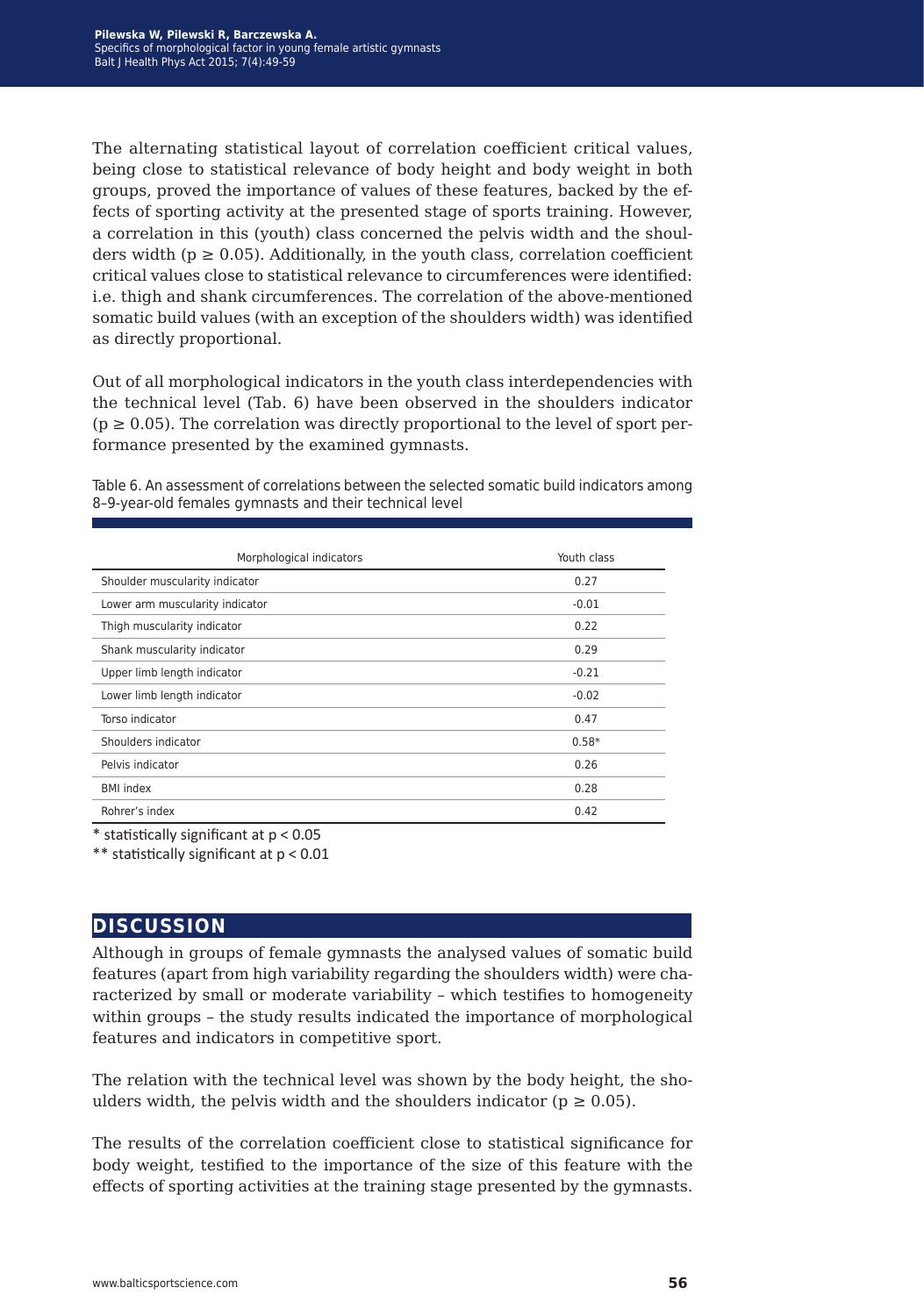The alternating statistical layout of correlation coefficient critical values, being close to statistical relevance of body height and body weight in both groups, proved the importance of values of these features, backed by the effects of sporting activity at the presented stage of sports training. However, a correlation in this (youth) class concerned the pelvis width and the shoulders width ($p \geq 0.05$). Additionally, in the youth class, correlation coefficient critical values close to statistical relevance to circumferences were identified: i.e. thigh and shank circumferences. The correlation of the above-mentioned somatic build values (with an exception of the shoulders width) was identified as directly proportional.

Out of all morphological indicators in the youth class interdependencies with the technical level (Tab. 6) have been observed in the shoulders indicator ($p \geq 0.05$). The correlation was directly proportional to the level of sport performance presented by the examined gymnasts.

Table 6. An assessment of correlations between the selected somatic build indicators among 8–9-year-old females gymnasts and their technical level

| Morphological indicators | Youth class |
|---|---|
| Shoulder muscularity indicator | 0.27 |
| Lower arm muscularity indicator | -0.01 |
| Thigh muscularity indicator | 0.22 |
| Shank muscularity indicator | 0.29 |
| Upper limb length indicator | -0.21 |
| Lower limb length indicator | -0.02 |
| Torso indicator | 0.47 |
| Shoulders indicator | 0.58* |
| Pelvis indicator | 0.26 |
| BMI index | 0.28 |
| Rohrer's index | 0.42 |

\* statistically significant at $p < 0.05$

\*\* statistically significant at $p < 0.01$

## DISCUSSION

Although in groups of female gymnasts the analysed values of somatic build features (apart from high variability regarding the shoulders width) were characterized by small or moderate variability – which testifies to homogeneity within groups – the study results indicated the importance of morphological features and indicators in competitive sport.

The relation with the technical level was shown by the body height, the shoulders width, the pelvis width and the shoulders indicator ($p \geq 0.05$).

The results of the correlation coefficient close to statistical significance for body weight, testified to the importance of the size of this feature with the effects of sporting activities at the training stage presented by the gymnasts.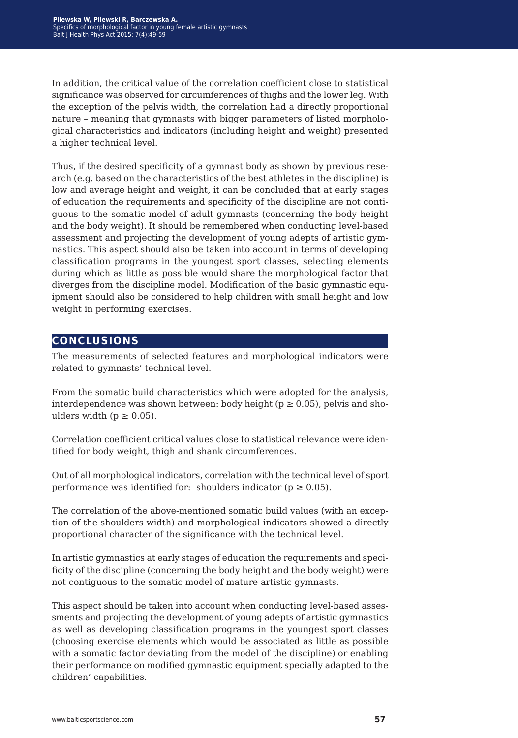In addition, the critical value of the correlation coefficient close to statistical significance was observed for circumferences of thighs and the lower leg. With the exception of the pelvis width, the correlation had a directly proportional nature – meaning that gymnasts with bigger parameters of listed morphological characteristics and indicators (including height and weight) presented a higher technical level.

Thus, if the desired specificity of a gymnast body as shown by previous research (e.g. based on the characteristics of the best athletes in the discipline) is low and average height and weight, it can be concluded that at early stages of education the requirements and specificity of the discipline are not contiguous to the somatic model of adult gymnasts (concerning the body height and the body weight). It should be remembered when conducting level-based assessment and projecting the development of young adepts of artistic gymnastics. This aspect should also be taken into account in terms of developing classification programs in the youngest sport classes, selecting elements during which as little as possible would share the morphological factor that diverges from the discipline model. Modification of the basic gymnastic equipment should also be considered to help children with small height and low weight in performing exercises.

## CONCLUSIONS

The measurements of selected features and morphological indicators were related to gymnasts' technical level.

From the somatic build characteristics which were adopted for the analysis, interdependence was shown between: body height ($p \geq 0.05$), pelvis and shoulders width ($p \geq 0.05$).

Correlation coefficient critical values close to statistical relevance were identified for body weight, thigh and shank circumferences.

Out of all morphological indicators, correlation with the technical level of sport performance was identified for: shoulders indicator ($p \geq 0.05$).

The correlation of the above-mentioned somatic build values (with an exception of the shoulders width) and morphological indicators showed a directly proportional character of the significance with the technical level.

In artistic gymnastics at early stages of education the requirements and specificity of the discipline (concerning the body height and the body weight) were not contiguous to the somatic model of mature artistic gymnasts.

This aspect should be taken into account when conducting level-based assessments and projecting the development of young adepts of artistic gymnastics as well as developing classification programs in the youngest sport classes (choosing exercise elements which would be associated as little as possible with a somatic factor deviating from the model of the discipline) or enabling their performance on modified gymnastic equipment specially adapted to the children' capabilities.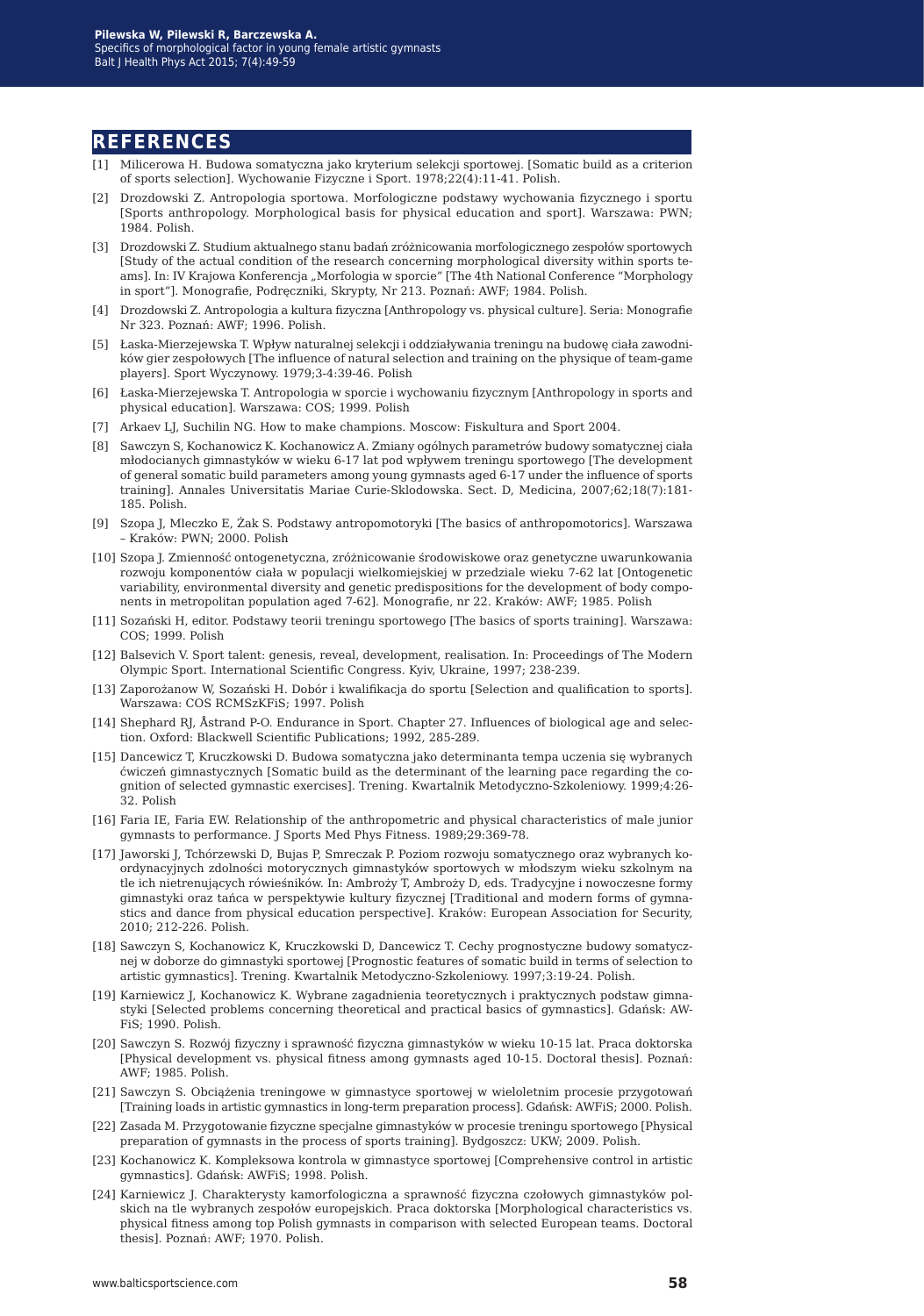## REFERENCES

[1] Milicerowa H. Budowa somatyczna jako kryterium selekcji sportowej. [Somatic build as a criterion of sports selection]. Wychowanie Fizyczne i Sport. 1978;22(4):11-41. Polish.

[2] Drozdowski Z. Antropologia sportowa. Morfologiczne podstawy wychowania fizycznego i sportu [Sports anthropology. Morphological basis for physical education and sport]. Warszawa: PWN; 1984. Polish.

[3] Drozdowski Z. Studium aktualnego stanu badań zróżnicowania morfologicznego zespołów sportowych [Study of the actual condition of the research concerning morphological diversity within sports teams]. In: IV Krajowa Konferencja „Morfologia w sporcie" [The 4th National Conference "Morphology in sport"]. Monografie, Podręczniki, Skrypty, Nr 213. Poznań: AWF; 1984. Polish.

[4] Drozdowski Z. Antropologia a kultura fizyczna [Anthropology vs. physical culture]. Seria: Monografie Nr 323. Poznań: AWF; 1996. Polish.

[5] Łaska-Mierzejewska T. Wpływ naturalnej selekcji i oddziaływania treningu na budowę ciała zawodników gier zespołowych [The influence of natural selection and training on the physique of team-game players]. Sport Wyczynowy. 1979;3-4:39-46. Polish

[6] Łaska-Mierzejewska T. Antropologia w sporcie i wychowaniu fizycznym [Anthropology in sports and physical education]. Warszawa: COS; 1999. Polish

[7] Arkaev LJ, Suchilin NG. How to make champions. Moscow: Fiskultura and Sport 2004.

[8] Sawczyn S, Kochanowicz K. Kochanowicz A. Zmiany ogólnych parametrów budowy somatycznej ciała młodocianych gimnastyków w wieku 6-17 lat pod wpływem treningu sportowego [The development of general somatic build parameters among young gymnasts aged 6-17 under the influence of sports training]. Annales Universitatis Mariae Curie-Sklodowska. Sect. D, Medicina, 2007;62;18(7):181-185. Polish.

[9] Szopa J, Mleczko E, Żak S. Podstawy antropomotoryki [The basics of anthropomotorics]. Warszawa – Kraków: PWN; 2000. Polish

[10] Szopa J. Zmienność ontogenetyczna, zróżnicowanie środowiskowe oraz genetyczne uwarunkowania rozwoju komponentów ciała w populacji wielkomiejskiej w przedziale wieku 7-62 lat [Ontogenetic variability, environmental diversity and genetic predispositions for the development of body components in metropolitan population aged 7-62]. Monografie, nr 22. Kraków: AWF; 1985. Polish

[11] Sozański H, editor. Podstawy teorii treningu sportowego [The basics of sports training]. Warszawa: COS; 1999. Polish

[12] Balsevich V. Sport talent: genesis, reveal, development, realisation. In: Proceedings of The Modern Olympic Sport. International Scientific Congress. Kyiv, Ukraine, 1997; 238-239.

[13] Zaporożanow W, Sozański H. Dobór i kwalifikacja do sportu [Selection and qualification to sports]. Warszawa: COS RCMSzKFiS; 1997. Polish

[14] Shephard RJ, Åstrand P-O. Endurance in Sport. Chapter 27. Influences of biological age and selection. Oxford: Blackwell Scientific Publications; 1992, 285-289.

[15] Dancewicz T, Kruczkowski D. Budowa somatyczna jako determinanta tempa uczenia się wybranych ćwiczeń gimnastycznych [Somatic build as the determinant of the learning pace regarding the cognition of selected gymnastic exercises]. Trening. Kwartalnik Metodyczno-Szkoleniowy. 1999;4:26-32. Polish

[16] Faria IE, Faria EW. Relationship of the anthropometric and physical characteristics of male junior gymnasts to performance. J Sports Med Phys Fitness. 1989;29:369-78.

[17] Jaworski J, Tchórzewski D, Bujas P, Smreczak P. Poziom rozwoju somatycznego oraz wybranych koordynacyjnych zdolności motorycznych gimnastyków sportowych w młodszym wieku szkolnym na tle ich nietrenujących rówieśników. In: Ambroży T, Ambroży D, eds. Tradycyjne i nowoczesne formy gimnastyki oraz tańca w perspektywie kultury fizycznej [Traditional and modern forms of gymnastics and dance from physical education perspective]. Kraków: European Association for Security, 2010; 212-226. Polish.

[18] Sawczyn S, Kochanowicz K, Kruczkowski D, Dancewicz T. Cechy prognostyczne budowy somatycznej w doborze do gimnastyki sportowej [Prognostic features of somatic build in terms of selection to artistic gymnastics]. Trening. Kwartalnik Metodyczno-Szkoleniowy. 1997;3:19-24. Polish.

[19] Karniewicz J, Kochanowicz K. Wybrane zagadnienia teoretycznych i praktycznych podstaw gimnastyki [Selected problems concerning theoretical and practical basics of gymnastics]. Gdańsk: AWFiS; 1990. Polish.

[20] Sawczyn S. Rozwój fizyczny i sprawność fizyczna gimnastyków w wieku 10-15 lat. Praca doktorska [Physical development vs. physical fitness among gymnasts aged 10-15. Doctoral thesis]. Poznań: AWF; 1985. Polish.

[21] Sawczyn S. Obciążenia treningowe w gimnastyce sportowej w wieloletnim procesie przygotowań [Training loads in artistic gymnastics in long-term preparation process]. Gdańsk: AWFiS; 2000. Polish.

[22] Zasada M. Przygotowanie fizyczne specjalne gimnastyków w procesie treningu sportowego [Physical preparation of gymnasts in the process of sports training]. Bydgoszcz: UKW; 2009. Polish.

[23] Kochanowicz K. Kompleksowa kontrola w gimnastyce sportowej [Comprehensive control in artistic gymnastics]. Gdańsk: AWFiS; 1998. Polish.

[24] Karniewicz J. Charakterysty kamorfologiczna a sprawność fizyczna czołowych gimnastyków polskich na tle wybranych zespołów europejskich. Praca doktorska [Morphological characteristics vs. physical fitness among top Polish gymnasts in comparison with selected European teams. Doctoral thesis]. Poznań: AWF; 1970. Polish.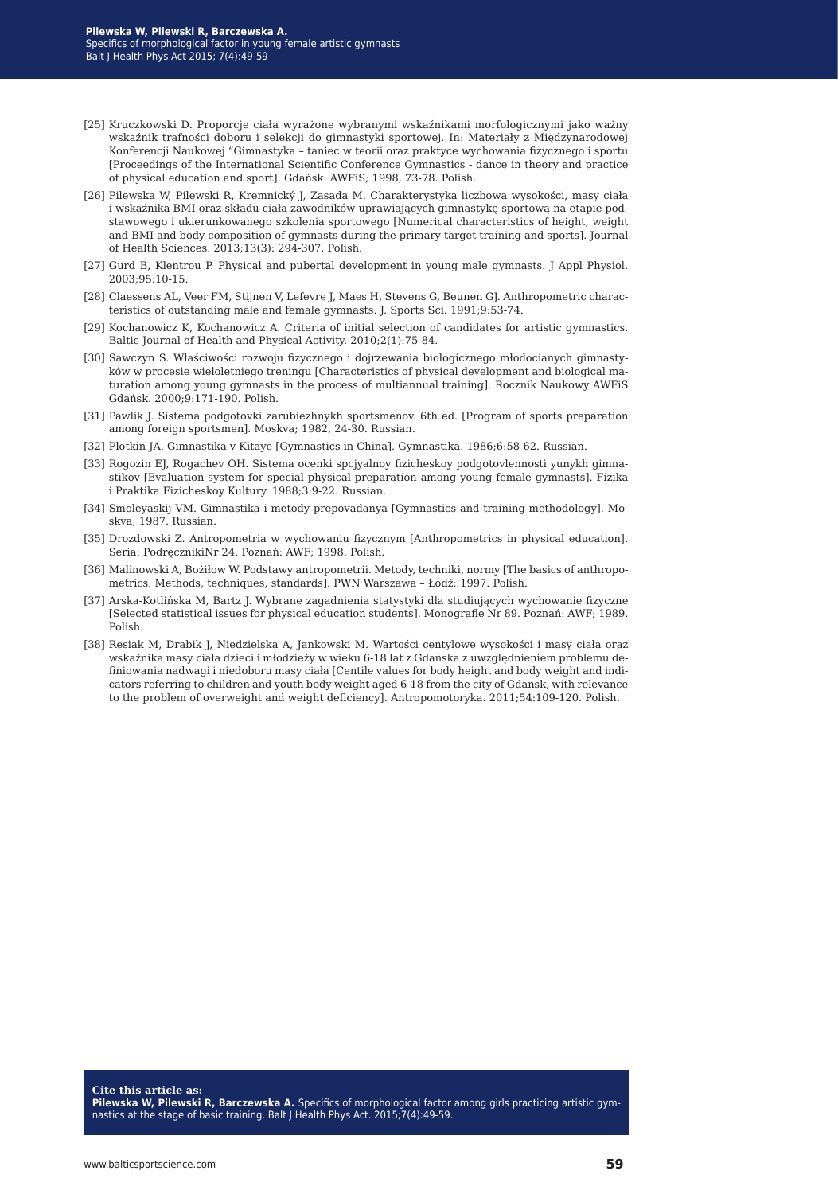[25] Kruczkowski D. Proporcje ciała wyrażone wybranymi wskaźnikami morfologicznymi jako ważny wskaźnik trafności doboru i selekcji do gimnastyki sportowej. In: Materiały z Międzynarodowej Konferencji Naukowej "Gimnastyka – taniec w teorii oraz praktyce wychowania fizycznego i sportu [Proceedings of the International Scientific Conference Gymnastics - dance in theory and practice of physical education and sport]. Gdańsk: AWFiS; 1998, 73-78. Polish.

[26] Pilewska W, Pilewski R, Kremnický J, Zasada M. Charakterystyka liczbowa wysokości, masy ciała i wskaźnika BMI oraz składu ciała zawodników uprawiających gimnastykę sportową na etapie podstawowego i ukierunkowanego szkolenia sportowego [Numerical characteristics of height, weight and BMI and body composition of gymnasts during the primary target training and sports]. Journal of Health Sciences. 2013;13(3): 294-307. Polish.

[27] Gurd B, Klentrou P. Physical and pubertal development in young male gymnasts. J Appl Physiol. 2003;95:10-15.

[28] Claessens AL, Veer FM, Stijnen V, Lefevre J, Maes H, Stevens G, Beunen GJ. Anthropometric characteristics of outstanding male and female gymnasts. J. Sports Sci. 1991;9:53-74.

[29] Kochanowicz K, Kochanowicz A. Criteria of initial selection of candidates for artistic gymnastics. Baltic Journal of Health and Physical Activity. 2010;2(1):75-84.

[30] Sawczyn S. Właściwości rozwoju fizycznego i dojrzewania biologicznego młodocianych gimnastyków w procesie wieloletniego treningu [Characteristics of physical development and biological maturation among young gymnasts in the process of multiannual training]. Rocznik Naukowy AWFiS Gdańsk. 2000;9:171-190. Polish.

[31] Pawlik J. Sistema podgotovki zarubiezhnykh sportsmenov. 6th ed. [Program of sports preparation among foreign sportsmen]. Moskva; 1982, 24-30. Russian.

[32] Plotkin JA. Gimnastika v Kitaye [Gymnastics in China]. Gymnastika. 1986;6:58-62. Russian.

[33] Rogozin EJ, Rogachev OH. Sistema ocenki spcjyalnoy fizicheskoy podgotovlennosti yunykh gimnastikov [Evaluation system for special physical preparation among young female gymnasts]. Fizika i Praktika Fizicheskoy Kultury. 1988;3:9-22. Russian.

[34] Smoleyaskij VM. Gimnastika i metody prepovadanya [Gymnastics and training methodology]. Moskva; 1987. Russian.

[35] Drozdowski Z. Antropometria w wychowaniu fizycznym [Anthropometrics in physical education]. Seria: PodręcznikiNr 24. Poznań: AWF; 1998. Polish.

[36] Malinowski A, Bożiłow W. Podstawy antropometrii. Metody, techniki, normy [The basics of anthropometrics. Methods, techniques, standards]. PWN Warszawa – Łódź; 1997. Polish.

[37] Arska-Kotlińska M, Bartz J. Wybrane zagadnienia statystyki dla studiujących wychowanie fizyczne [Selected statistical issues for physical education students]. Monografie Nr 89. Poznań: AWF; 1989. Polish.

[38] Resiak M, Drabik J, Niedzielska A, Jankowski M. Wartości centylowe wysokości i masy ciała oraz wskaźnika masy ciała dzieci i młodzieży w wieku 6-18 lat z Gdańska z uwzględnieniem problemu definiowania nadwagi i niedoboru masy ciała [Centile values for body height and body weight and indicators referring to children and youth body weight aged 6-18 from the city of Gdansk, with relevance to the problem of overweight and weight deficiency]. Antropomotoryka. 2011;54:109-120. Polish.

**Cite this article as:**
**Pilewska W, Pilewski R, Barczewska A.** Specifics of morphological factor among girls practicing artistic gymnastics at the stage of basic training. Balt J Health Phys Act. 2015;7(4):49-59.